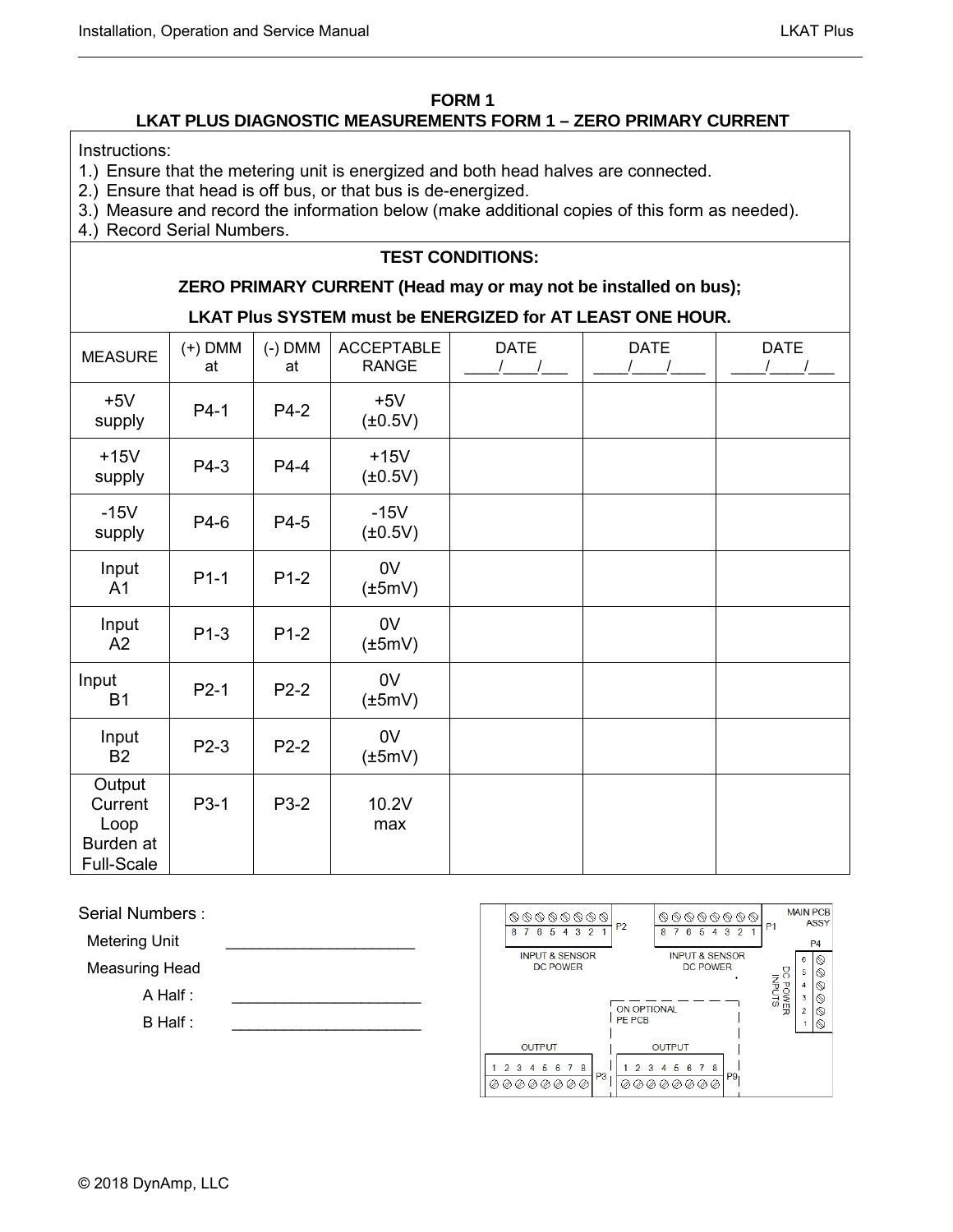**FORM 1**

**LKAT PLUS DIAGNOSTIC MEASUREMENTS FORM 1 – ZERO PRIMARY CURRENT**

Instructions:

1.) Ensure that the metering unit is energized and both head halves are connected.
2.) Ensure that head is off bus, or that bus is de-energized.
3.) Measure and record the information below (make additional copies of this form as needed).
4.) Record Serial Numbers.

**TEST CONDITIONS:**

**ZERO PRIMARY CURRENT (Head may or may not be installed on bus);**

**LKAT Plus SYSTEM must be ENERGIZED for AT LEAST ONE HOUR.**

| MEASURE | (+) DMM at | (-) DMM at | ACCEPTABLE RANGE | DATE ____/____/___ | DATE ____/____/____ | DATE ____/____/___ |
|---|---|---|---|---|---|---|
| +5V supply | P4-1 | P4-2 | +5V (±0.5V) | | | |
| +15V supply | P4-3 | P4-4 | +15V (±0.5V) | | | |
| -15V supply | P4-6 | P4-5 | -15V (±0.5V) | | | |
| Input A1 | P1-1 | P1-2 | 0V (±5mV) | | | |
| Input A2 | P1-3 | P1-2 | 0V (±5mV) | | | |
| Input B1 | P2-1 | P2-2 | 0V (±5mV) | | | |
| Input B2 | P2-3 | P2-2 | 0V (±5mV) | | | |
| Output Current Loop Burden at Full-Scale | P3-1 | P3-2 | 10.2V max | | | |

Serial Numbers :

Metering Unit ______________________

Measuring Head

A Half : ______________________

B Half : ______________________

MAIN PCB ASSY

P2: 8 7 6 5 4 3 2 1 — INPUT & SENSOR DC POWER

P1: 8 7 6 5 4 3 2 1 — INPUT & SENSOR DC POWER

P4: 6 5 4 3 2 1 — DC POWER INPUTS

ON OPTIONAL PE PCB

P3: OUTPUT 1 2 3 4 5 6 7 8

P9: OUTPUT 1 2 3 4 5 6 7 8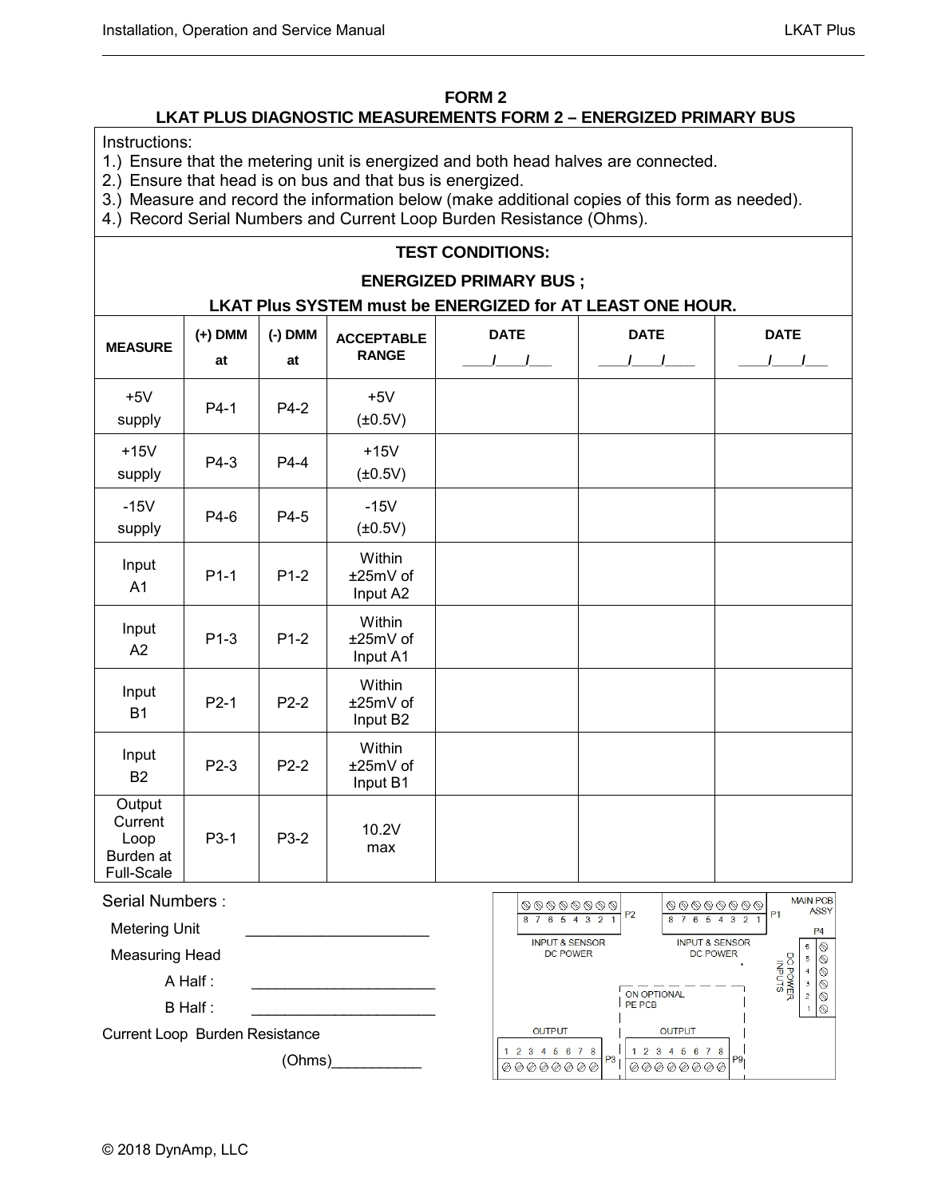# FORM 2

## LKAT PLUS DIAGNOSTIC MEASUREMENTS FORM 2 – ENERGIZED PRIMARY BUS

Instructions:

1.) Ensure that the metering unit is energized and both head halves are connected.
2.) Ensure that head is on bus and that bus is energized.
3.) Measure and record the information below (make additional copies of this form as needed).
4.) Record Serial Numbers and Current Loop Burden Resistance (Ohms).

**TEST CONDITIONS:**

**ENERGIZED PRIMARY BUS ;**

**LKAT Plus SYSTEM must be ENERGIZED for AT LEAST ONE HOUR.**

| MEASURE | (+) DMM at | (-) DMM at | ACCEPTABLE RANGE | DATE ____/____/___ | DATE ____/____/____ | DATE ____/____/___ |
|---|---|---|---|---|---|---|
| +5V supply | P4-1 | P4-2 | +5V (±0.5V) | | | |
| +15V supply | P4-3 | P4-4 | +15V (±0.5V) | | | |
| -15V supply | P4-6 | P4-5 | -15V (±0.5V) | | | |
| Input A1 | P1-1 | P1-2 | Within ±25mV of Input A2 | | | |
| Input A2 | P1-3 | P1-2 | Within ±25mV of Input A1 | | | |
| Input B1 | P2-1 | P2-2 | Within ±25mV of Input B2 | | | |
| Input B2 | P2-3 | P2-2 | Within ±25mV of Input B1 | | | |
| Output Current Loop Burden at Full-Scale | P3-1 | P3-2 | 10.2V max | | | |

Serial Numbers :

Metering Unit ______________________

Measuring Head

A Half : ______________________

B Half : ______________________

Current Loop Burden Resistance

(Ohms)___________

MAIN PCB ASSY

P2 8 7 6 5 4 3 2 1

INPUT & SENSOR DC POWER

P1 8 7 6 5 4 3 2 1

INPUT & SENSOR DC POWER

P4 6 5 4 3 2 1

DC POWER INPUTS

ON OPTIONAL PE PCB

OUTPUT

1 2 3 4 5 6 7 8 P3

OUTPUT

1 2 3 4 5 6 7 8 P9